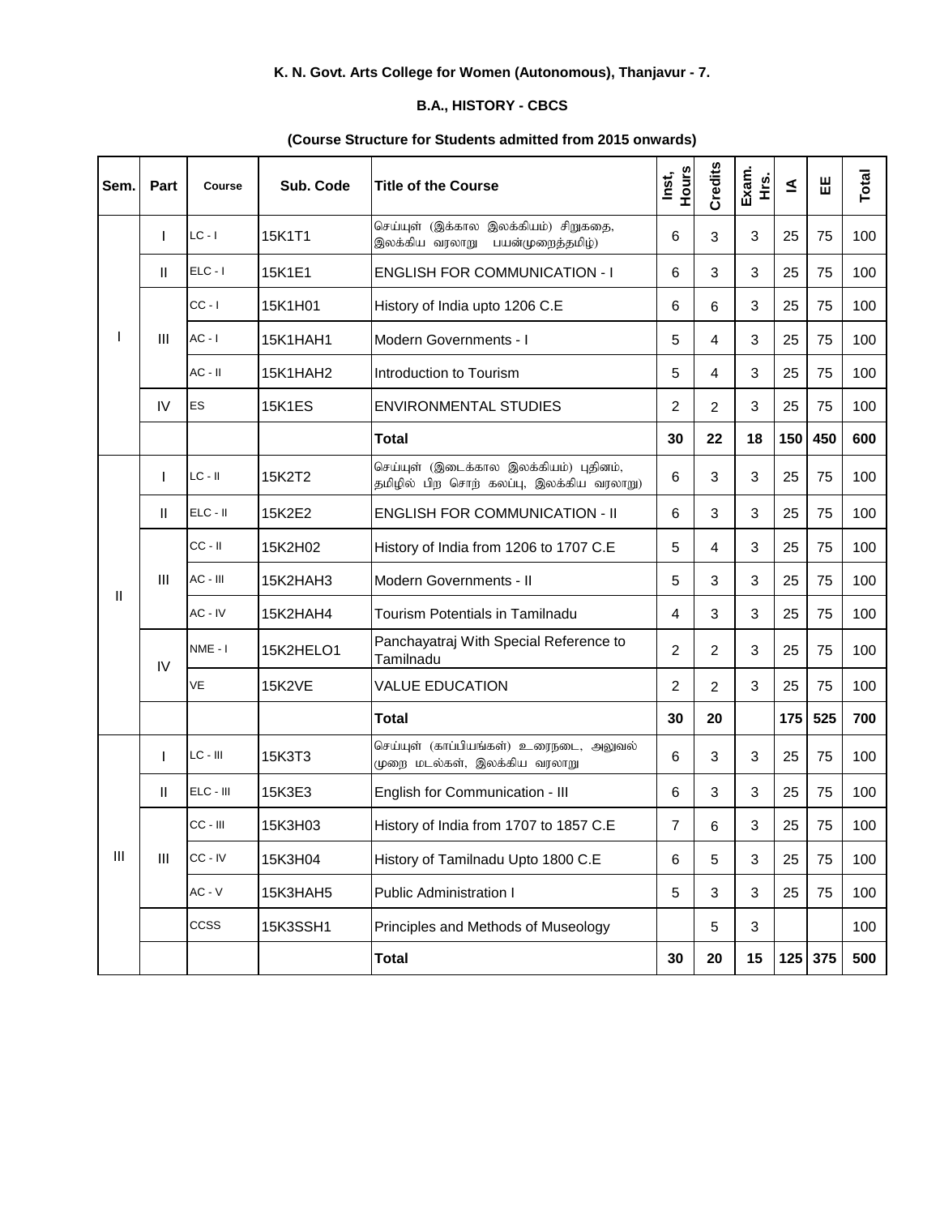**K. N. Govt. Arts College for Women (Autonomous), Thanjavur - 7.**

**B.A., HISTORY - CBCS**

**(Course Structure for Students admitted from 2015 onwards)**

| Sem. | Part | Course | Sub. Code | Title of the Course | Inst, Hours | Credits | Exam. Hrs. | IA | EE | Total |
|---|---|---|---|---|---|---|---|---|---|---|
| I | I | LC - I | 15K1T1 | செய்யுள் (இக்கால இலக்கியம்) சிறுகதை, இலக்கிய வரலாறு பயன்முறைத்தமிழ்) | 6 | 3 | 3 | 25 | 75 | 100 |
| | II | ELC - I | 15K1E1 | ENGLISH FOR COMMUNICATION - I | 6 | 3 | 3 | 25 | 75 | 100 |
| | III | CC - I | 15K1H01 | History of India upto 1206 C.E | 6 | 6 | 3 | 25 | 75 | 100 |
| | | AC - I | 15K1HAH1 | Modern Governments - I | 5 | 4 | 3 | 25 | 75 | 100 |
| | | AC - II | 15K1HAH2 | Introduction to Tourism | 5 | 4 | 3 | 25 | 75 | 100 |
| | IV | ES | 15K1ES | ENVIRONMENTAL STUDIES | 2 | 2 | 3 | 25 | 75 | 100 |
| | | | | **Total** | **30** | **22** | **18** | **150** | **450** | **600** |
| II | I | LC - II | 15K2T2 | செய்யுள் (இடைக்கால இலக்கியம்) புதினம், தமிழில் பிற சொற் கலப்பு, இலக்கிய வரலாறு) | 6 | 3 | 3 | 25 | 75 | 100 |
| | II | ELC - II | 15K2E2 | ENGLISH FOR COMMUNICATION - II | 6 | 3 | 3 | 25 | 75 | 100 |
| | III | CC - II | 15K2H02 | History of India from 1206 to 1707 C.E | 5 | 4 | 3 | 25 | 75 | 100 |
| | | AC - III | 15K2HAH3 | Modern Governments - II | 5 | 3 | 3 | 25 | 75 | 100 |
| | | AC - IV | 15K2HAH4 | Tourism Potentials in Tamilnadu | 4 | 3 | 3 | 25 | 75 | 100 |
| | IV | NME - I | 15K2HELO1 | Panchayatraj With Special Reference to Tamilnadu | 2 | 2 | 3 | 25 | 75 | 100 |
| | | VE | 15K2VE | VALUE EDUCATION | 2 | 2 | 3 | 25 | 75 | 100 |
| | | | | **Total** | **30** | **20** | | **175** | **525** | **700** |
| III | I | LC - III | 15K3T3 | செய்யுள் (காப்பியங்கள்) உரைநடை, அலுவல் முறை மடல்கள், இலக்கிய வரலாறு | 6 | 3 | 3 | 25 | 75 | 100 |
| | II | ELC - III | 15K3E3 | English for Communication - III | 6 | 3 | 3 | 25 | 75 | 100 |
| | III | CC - III | 15K3H03 | History of India from 1707 to 1857 C.E | 7 | 6 | 3 | 25 | 75 | 100 |
| | | CC - IV | 15K3H04 | History of Tamilnadu Upto 1800 C.E | 6 | 5 | 3 | 25 | 75 | 100 |
| | | AC - V | 15K3HAH5 | Public Administration I | 5 | 3 | 3 | 25 | 75 | 100 |
| | | CCSS | 15K3SSH1 | Principles and Methods of Museology | | 5 | 3 | | | 100 |
| | | | | **Total** | **30** | **20** | **15** | **125** | **375** | **500** |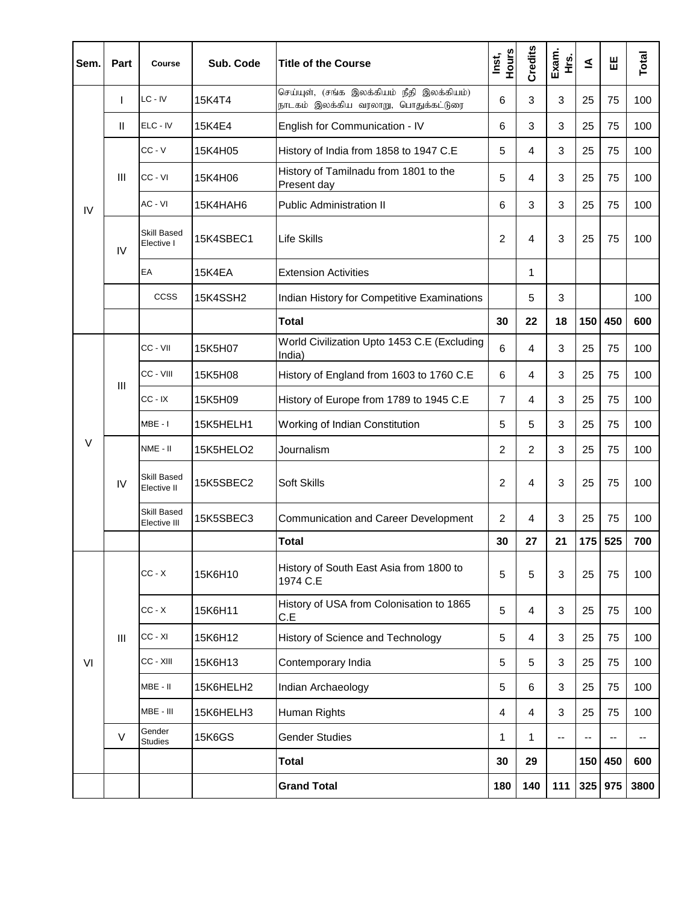| Sem. | Part | Course | Sub. Code | Title of the Course | Inst, Hours | Credits | Exam. Hrs. | IA | EE | Total |
|---|---|---|---|---|---|---|---|---|---|---|
| IV | I | LC - IV | 15K4T4 | செய்யுள், (சங்க இலக்கியம் நீதி இலக்கியம்) நாடகம் இலக்கிய வரலாறு, பொதுக்கட்டுரை | 6 | 3 | 3 | 25 | 75 | 100 |
| | II | ELC - IV | 15K4E4 | English for Communication - IV | 6 | 3 | 3 | 25 | 75 | 100 |
| | III | CC - V | 15K4H05 | History of India from 1858 to 1947 C.E | 5 | 4 | 3 | 25 | 75 | 100 |
| | | CC - VI | 15K4H06 | History of Tamilnadu from 1801 to the Present day | 5 | 4 | 3 | 25 | 75 | 100 |
| | | AC - VI | 15K4HAH6 | Public Administration II | 6 | 3 | 3 | 25 | 75 | 100 |
| | IV | Skill Based Elective I | 15K4SBEC1 | Life Skills | 2 | 4 | 3 | 25 | 75 | 100 |
| | | EA | 15K4EA | Extension Activities | | 1 | | | | |
| | | CCSS | 15K4SSH2 | Indian History for Competitive Examinations | | 5 | 3 | | | 100 |
| | | | | **Total** | **30** | **22** | **18** | **150** | **450** | **600** |
| V | III | CC - VII | 15K5H07 | World Civilization Upto 1453 C.E (Excluding India) | 6 | 4 | 3 | 25 | 75 | 100 |
| | | CC - VIII | 15K5H08 | History of England from 1603 to 1760 C.E | 6 | 4 | 3 | 25 | 75 | 100 |
| | | CC - IX | 15K5H09 | History of Europe from 1789 to 1945 C.E | 7 | 4 | 3 | 25 | 75 | 100 |
| | | MBE - I | 15K5HELH1 | Working of Indian Constitution | 5 | 5 | 3 | 25 | 75 | 100 |
| | IV | NME - II | 15K5HELO2 | Journalism | 2 | 2 | 3 | 25 | 75 | 100 |
| | | Skill Based Elective II | 15K5SBEC2 | Soft Skills | 2 | 4 | 3 | 25 | 75 | 100 |
| | | Skill Based Elective III | 15K5SBEC3 | Communication and Career Development | 2 | 4 | 3 | 25 | 75 | 100 |
| | | | | **Total** | **30** | **27** | **21** | **175** | **525** | **700** |
| VI | III | CC - X | 15K6H10 | History of South East Asia from 1800 to 1974 C.E | 5 | 5 | 3 | 25 | 75 | 100 |
| | | CC - X | 15K6H11 | History of USA from Colonisation to 1865 C.E | 5 | 4 | 3 | 25 | 75 | 100 |
| | | CC - XI | 15K6H12 | History of Science and Technology | 5 | 4 | 3 | 25 | 75 | 100 |
| | | CC - XIII | 15K6H13 | Contemporary India | 5 | 5 | 3 | 25 | 75 | 100 |
| | | MBE - II | 15K6HELH2 | Indian Archaeology | 5 | 6 | 3 | 25 | 75 | 100 |
| | | MBE - III | 15K6HELH3 | Human Rights | 4 | 4 | 3 | 25 | 75 | 100 |
| | V | Gender Studies | 15K6GS | Gender Studies | 1 | 1 | -- | -- | -- | -- |
| | | | | **Total** | **30** | **29** | | **150** | **450** | **600** |
| | | | | **Grand Total** | **180** | **140** | **111** | **325** | **975** | **3800** |